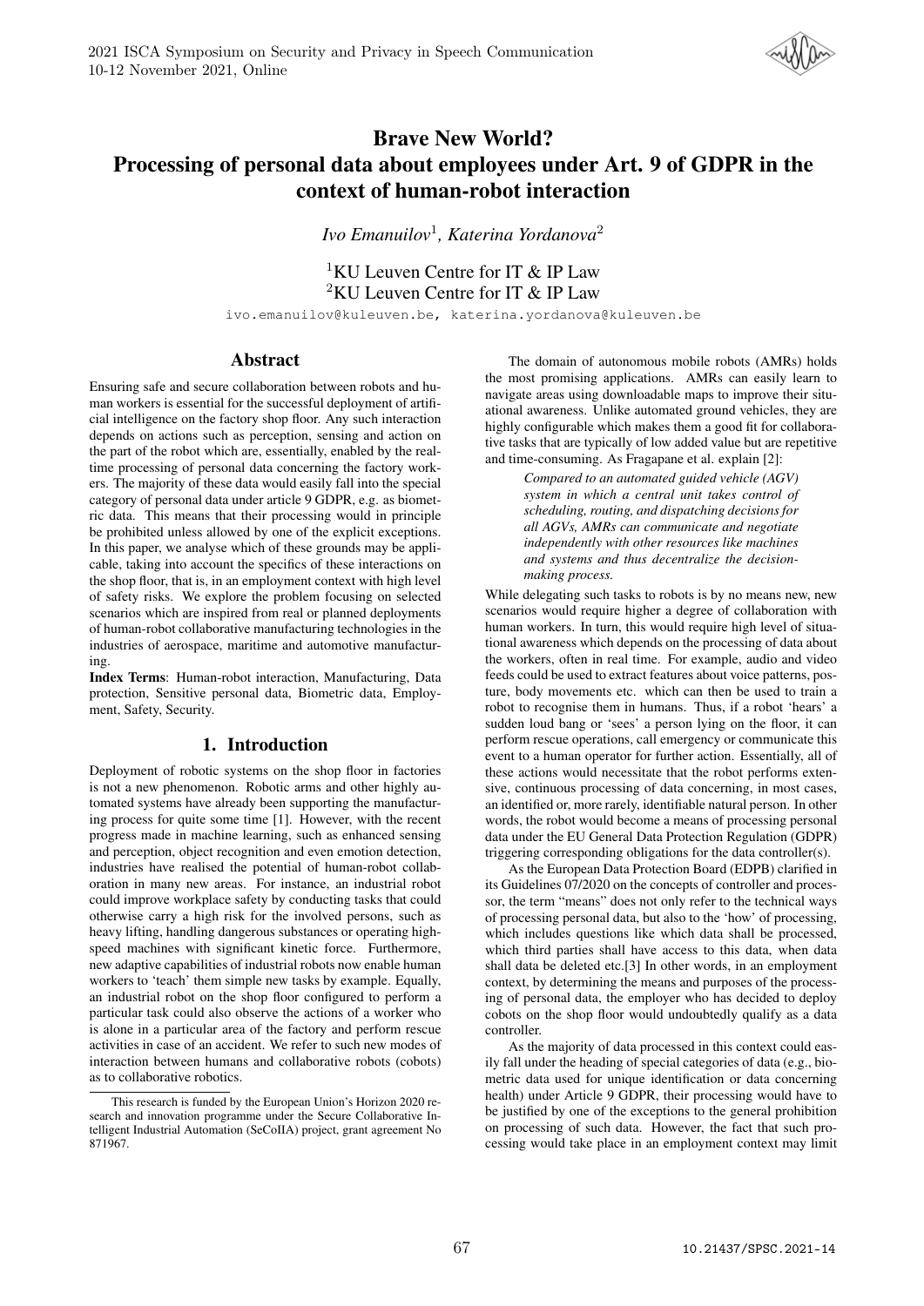# Brave New World? Processing of personal data about employees under Art. 9 of GDPR in the context of human-robot interaction

*Ivo Emanuilov*[1], *Katerina Yordanova*[2]

[1]KU Leuven Centre for IT & IP Law
[2]KU Leuven Centre for IT & IP Law

ivo.emanuilov@kuleuven.be, katerina.yordanova@kuleuven.be

## Abstract

Ensuring safe and secure collaboration between robots and human workers is essential for the successful deployment of artificial intelligence on the factory shop floor. Any such interaction depends on actions such as perception, sensing and action on the part of the robot which are, essentially, enabled by the real-time processing of personal data concerning the factory workers. The majority of these data would easily fall into the special category of personal data under article 9 GDPR, e.g. as biometric data. This means that their processing would in principle be prohibited unless allowed by one of the explicit exceptions. In this paper, we analyse which of these grounds may be applicable, taking into account the specifics of these interactions on the shop floor, that is, in an employment context with high level of safety risks. We explore the problem focusing on selected scenarios which are inspired from real or planned deployments of human-robot collaborative manufacturing technologies in the industries of aerospace, maritime and automotive manufacturing.

**Index Terms**: Human-robot interaction, Manufacturing, Data protection, Sensitive personal data, Biometric data, Employment, Safety, Security.

## 1. Introduction

Deployment of robotic systems on the shop floor in factories is not a new phenomenon. Robotic arms and other highly automated systems have already been supporting the manufacturing process for quite some time [1]. However, with the recent progress made in machine learning, such as enhanced sensing and perception, object recognition and even emotion detection, industries have realised the potential of human-robot collaboration in many new areas. For instance, an industrial robot could improve workplace safety by conducting tasks that could otherwise carry a high risk for the involved persons, such as heavy lifting, handling dangerous substances or operating high-speed machines with significant kinetic force. Furthermore, new adaptive capabilities of industrial robots now enable human workers to 'teach' them simple new tasks by example. Equally, an industrial robot on the shop floor configured to perform a particular task could also observe the actions of a worker who is alone in a particular area of the factory and perform rescue activities in case of an accident. We refer to such new modes of interaction between humans and collaborative robots (cobots) as to collaborative robotics.

This research is funded by the European Union's Horizon 2020 research and innovation programme under the Secure Collaborative Intelligent Industrial Automation (SeCoIIA) project, grant agreement No 871967.

The domain of autonomous mobile robots (AMRs) holds the most promising applications. AMRs can easily learn to navigate areas using downloadable maps to improve their situational awareness. Unlike automated ground vehicles, they are highly configurable which makes them a good fit for collaborative tasks that are typically of low added value but are repetitive and time-consuming. As Fragapane et al. explain [2]:

> *Compared to an automated guided vehicle (AGV) system in which a central unit takes control of scheduling, routing, and dispatching decisions for all AGVs, AMRs can communicate and negotiate independently with other resources like machines and systems and thus decentralize the decision-making process.*

While delegating such tasks to robots is by no means new, new scenarios would require higher a degree of collaboration with human workers. In turn, this would require high level of situational awareness which depends on the processing of data about the workers, often in real time. For example, audio and video feeds could be used to extract features about voice patterns, posture, body movements etc. which can then be used to train a robot to recognise them in humans. Thus, if a robot 'hears' a sudden loud bang or 'sees' a person lying on the floor, it can perform rescue operations, call emergency or communicate this event to a human operator for further action. Essentially, all of these actions would necessitate that the robot performs extensive, continuous processing of data concerning, in most cases, an identified or, more rarely, identifiable natural person. In other words, the robot would become a means of processing personal data under the EU General Data Protection Regulation (GDPR) triggering corresponding obligations for the data controller(s).

As the European Data Protection Board (EDPB) clarified in its Guidelines 07/2020 on the concepts of controller and processor, the term "means" does not only refer to the technical ways of processing personal data, but also to the 'how' of processing, which includes questions like which data shall be processed, which third parties shall have access to this data, when data shall data be deleted etc.[3] In other words, in an employment context, by determining the means and purposes of the processing of personal data, the employer who has decided to deploy cobots on the shop floor would undoubtedly qualify as a data controller.

As the majority of data processed in this context could easily fall under the heading of special categories of data (e.g., biometric data used for unique identification or data concerning health) under Article 9 GDPR, their processing would have to be justified by one of the exceptions to the general prohibition on processing of such data. However, the fact that such processing would take place in an employment context may limit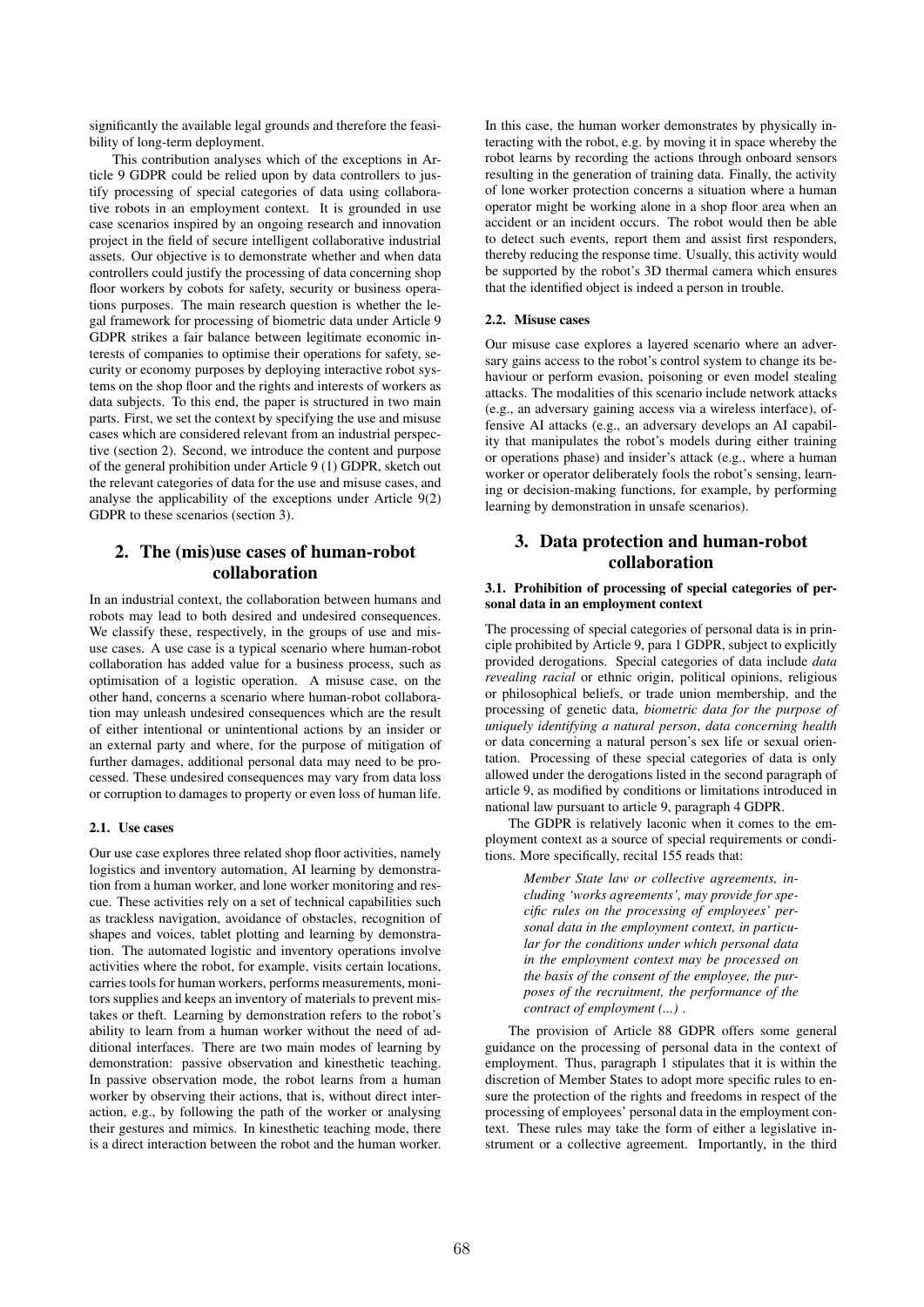significantly the available legal grounds and therefore the feasibility of long-term deployment.

This contribution analyses which of the exceptions in Article 9 GDPR could be relied upon by data controllers to justify processing of special categories of data using collaborative robots in an employment context. It is grounded in use case scenarios inspired by an ongoing research and innovation project in the field of secure intelligent collaborative industrial assets. Our objective is to demonstrate whether and when data controllers could justify the processing of data concerning shop floor workers by cobots for safety, security or business operations purposes. The main research question is whether the legal framework for processing of biometric data under Article 9 GDPR strikes a fair balance between legitimate economic interests of companies to optimise their operations for safety, security or economy purposes by deploying interactive robot systems on the shop floor and the rights and interests of workers as data subjects. To this end, the paper is structured in two main parts. First, we set the context by specifying the use and misuse cases which are considered relevant from an industrial perspective (section 2). Second, we introduce the content and purpose of the general prohibition under Article 9 (1) GDPR, sketch out the relevant categories of data for the use and misuse cases, and analyse the applicability of the exceptions under Article 9(2) GDPR to these scenarios (section 3).

## 2. The (mis)use cases of human-robot collaboration

In an industrial context, the collaboration between humans and robots may lead to both desired and undesired consequences. We classify these, respectively, in the groups of use and misuse cases. A use case is a typical scenario where human-robot collaboration has added value for a business process, such as optimisation of a logistic operation. A misuse case, on the other hand, concerns a scenario where human-robot collaboration may unleash undesired consequences which are the result of either intentional or unintentional actions by an insider or an external party and where, for the purpose of mitigation of further damages, additional personal data may need to be processed. These undesired consequences may vary from data loss or corruption to damages to property or even loss of human life.

### 2.1. Use cases

Our use case explores three related shop floor activities, namely logistics and inventory automation, AI learning by demonstration from a human worker, and lone worker monitoring and rescue. These activities rely on a set of technical capabilities such as trackless navigation, avoidance of obstacles, recognition of shapes and voices, tablet plotting and learning by demonstration. The automated logistic and inventory operations involve activities where the robot, for example, visits certain locations, carries tools for human workers, performs measurements, monitors supplies and keeps an inventory of materials to prevent mistakes or theft. Learning by demonstration refers to the robot's ability to learn from a human worker without the need of additional interfaces. There are two main modes of learning by demonstration: passive observation and kinesthetic teaching. In passive observation mode, the robot learns from a human worker by observing their actions, that is, without direct interaction, e.g., by following the path of the worker or analysing their gestures and mimics. In kinesthetic teaching mode, there is a direct interaction between the robot and the human worker. In this case, the human worker demonstrates by physically interacting with the robot, e.g. by moving it in space whereby the robot learns by recording the actions through onboard sensors resulting in the generation of training data. Finally, the activity of lone worker protection concerns a situation where a human operator might be working alone in a shop floor area when an accident or an incident occurs. The robot would then be able to detect such events, report them and assist first responders, thereby reducing the response time. Usually, this activity would be supported by the robot's 3D thermal camera which ensures that the identified object is indeed a person in trouble.

### 2.2. Misuse cases

Our misuse case explores a layered scenario where an adversary gains access to the robot's control system to change its behaviour or perform evasion, poisoning or even model stealing attacks. The modalities of this scenario include network attacks (e.g., an adversary gaining access via a wireless interface), offensive AI attacks (e.g., an adversary develops an AI capability that manipulates the robot's models during either training or operations phase) and insider's attack (e.g., where a human worker or operator deliberately fools the robot's sensing, learning or decision-making functions, for example, by performing learning by demonstration in unsafe scenarios).

## 3. Data protection and human-robot collaboration

### 3.1. Prohibition of processing of special categories of personal data in an employment context

The processing of special categories of personal data is in principle prohibited by Article 9, para 1 GDPR, subject to explicitly provided derogations. Special categories of data include *data revealing racial* or ethnic origin, political opinions, religious or philosophical beliefs, or trade union membership, and the processing of genetic data, *biometric data for the purpose of uniquely identifying a natural person*, *data concerning health* or data concerning a natural person's sex life or sexual orientation. Processing of these special categories of data is only allowed under the derogations listed in the second paragraph of article 9, as modified by conditions or limitations introduced in national law pursuant to article 9, paragraph 4 GDPR.

The GDPR is relatively laconic when it comes to the employment context as a source of special requirements or conditions. More specifically, recital 155 reads that:

> *Member State law or collective agreements, including 'works agreements', may provide for specific rules on the processing of employees' personal data in the employment context, in particular for the conditions under which personal data in the employment context may be processed on the basis of the consent of the employee, the purposes of the recruitment, the performance of the contract of employment (...)* .

The provision of Article 88 GDPR offers some general guidance on the processing of personal data in the context of employment. Thus, paragraph 1 stipulates that it is within the discretion of Member States to adopt more specific rules to ensure the protection of the rights and freedoms in respect of the processing of employees' personal data in the employment context. These rules may take the form of either a legislative instrument or a collective agreement. Importantly, in the third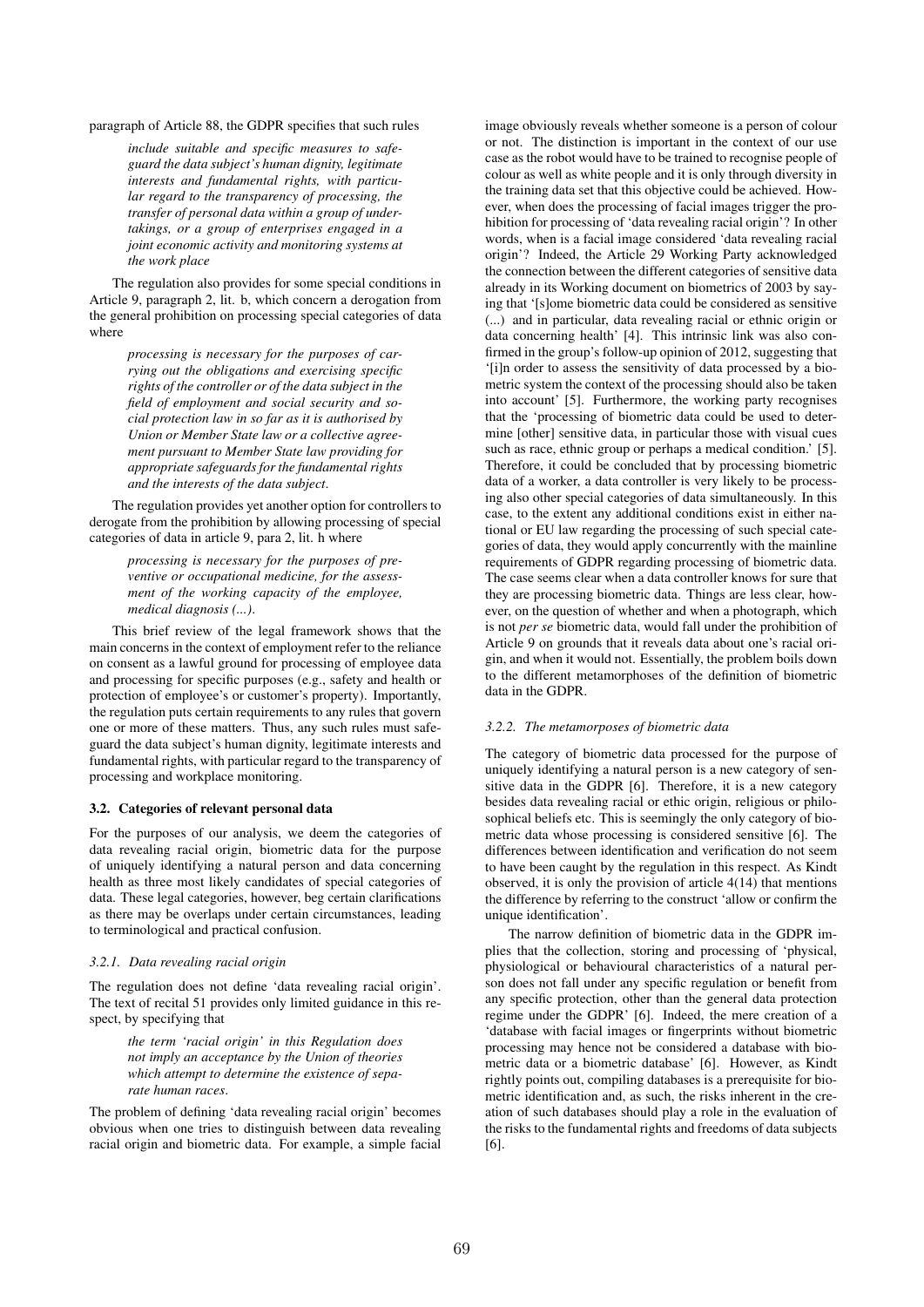paragraph of Article 88, the GDPR specifies that such rules

> *include suitable and specific measures to safeguard the data subject's human dignity, legitimate interests and fundamental rights, with particular regard to the transparency of processing, the transfer of personal data within a group of undertakings, or a group of enterprises engaged in a joint economic activity and monitoring systems at the work place*

The regulation also provides for some special conditions in Article 9, paragraph 2, lit. b, which concern a derogation from the general prohibition on processing special categories of data where

> *processing is necessary for the purposes of carrying out the obligations and exercising specific rights of the controller or of the data subject in the field of employment and social security and social protection law in so far as it is authorised by Union or Member State law or a collective agreement pursuant to Member State law providing for appropriate safeguards for the fundamental rights and the interests of the data subject.*

The regulation provides yet another option for controllers to derogate from the prohibition by allowing processing of special categories of data in article 9, para 2, lit. h where

> *processing is necessary for the purposes of preventive or occupational medicine, for the assessment of the working capacity of the employee, medical diagnosis (...).*

This brief review of the legal framework shows that the main concerns in the context of employment refer to the reliance on consent as a lawful ground for processing of employee data and processing for specific purposes (e.g., safety and health or protection of employee's or customer's property). Importantly, the regulation puts certain requirements to any rules that govern one or more of these matters. Thus, any such rules must safeguard the data subject's human dignity, legitimate interests and fundamental rights, with particular regard to the transparency of processing and workplace monitoring.

### 3.2. Categories of relevant personal data

For the purposes of our analysis, we deem the categories of data revealing racial origin, biometric data for the purpose of uniquely identifying a natural person and data concerning health as three most likely candidates of special categories of data. These legal categories, however, beg certain clarifications as there may be overlaps under certain circumstances, leading to terminological and practical confusion.

#### *3.2.1. Data revealing racial origin*

The regulation does not define 'data revealing racial origin'. The text of recital 51 provides only limited guidance in this respect, by specifying that

> *the term 'racial origin' in this Regulation does not imply an acceptance by the Union of theories which attempt to determine the existence of separate human races.*

The problem of defining 'data revealing racial origin' becomes obvious when one tries to distinguish between data revealing racial origin and biometric data. For example, a simple facial image obviously reveals whether someone is a person of colour or not. The distinction is important in the context of our use case as the robot would have to be trained to recognise people of colour as well as white people and it is only through diversity in the training data set that this objective could be achieved. However, when does the processing of facial images trigger the prohibition for processing of 'data revealing racial origin'? In other words, when is a facial image considered 'data revealing racial origin'? Indeed, the Article 29 Working Party acknowledged the connection between the different categories of sensitive data already in its Working document on biometrics of 2003 by saying that '[s]ome biometric data could be considered as sensitive (...) and in particular, data revealing racial or ethnic origin or data concerning health' [4]. This intrinsic link was also confirmed in the group's follow-up opinion of 2012, suggesting that '[i]n order to assess the sensitivity of data processed by a biometric system the context of the processing should also be taken into account' [5]. Furthermore, the working party recognises that the 'processing of biometric data could be used to determine [other] sensitive data, in particular those with visual cues such as race, ethnic group or perhaps a medical condition.' [5]. Therefore, it could be concluded that by processing biometric data of a worker, a data controller is very likely to be processing also other special categories of data simultaneously. In this case, to the extent any additional conditions exist in either national or EU law regarding the processing of such special categories of data, they would apply concurrently with the mainline requirements of GDPR regarding processing of biometric data. The case seems clear when a data controller knows for sure that they are processing biometric data. Things are less clear, however, on the question of whether and when a photograph, which is not *per se* biometric data, would fall under the prohibition of Article 9 on grounds that it reveals data about one's racial origin, and when it would not. Essentially, the problem boils down to the different metamorphoses of the definition of biometric data in the GDPR.

#### *3.2.2. The metamorposes of biometric data*

The category of biometric data processed for the purpose of uniquely identifying a natural person is a new category of sensitive data in the GDPR [6]. Therefore, it is a new category besides data revealing racial or ethic origin, religious or philosophical beliefs etc. This is seemingly the only category of biometric data whose processing is considered sensitive [6]. The differences between identification and verification do not seem to have been caught by the regulation in this respect. As Kindt observed, it is only the provision of article 4(14) that mentions the difference by referring to the construct 'allow or confirm the unique identification'.

The narrow definition of biometric data in the GDPR implies that the collection, storing and processing of 'physical, physiological or behavioural characteristics of a natural person does not fall under any specific regulation or benefit from any specific protection, other than the general data protection regime under the GDPR' [6]. Indeed, the mere creation of a 'database with facial images or fingerprints without biometric processing may hence not be considered a database with biometric data or a biometric database' [6]. However, as Kindt rightly points out, compiling databases is a prerequisite for biometric identification and, as such, the risks inherent in the creation of such databases should play a role in the evaluation of the risks to the fundamental rights and freedoms of data subjects [6].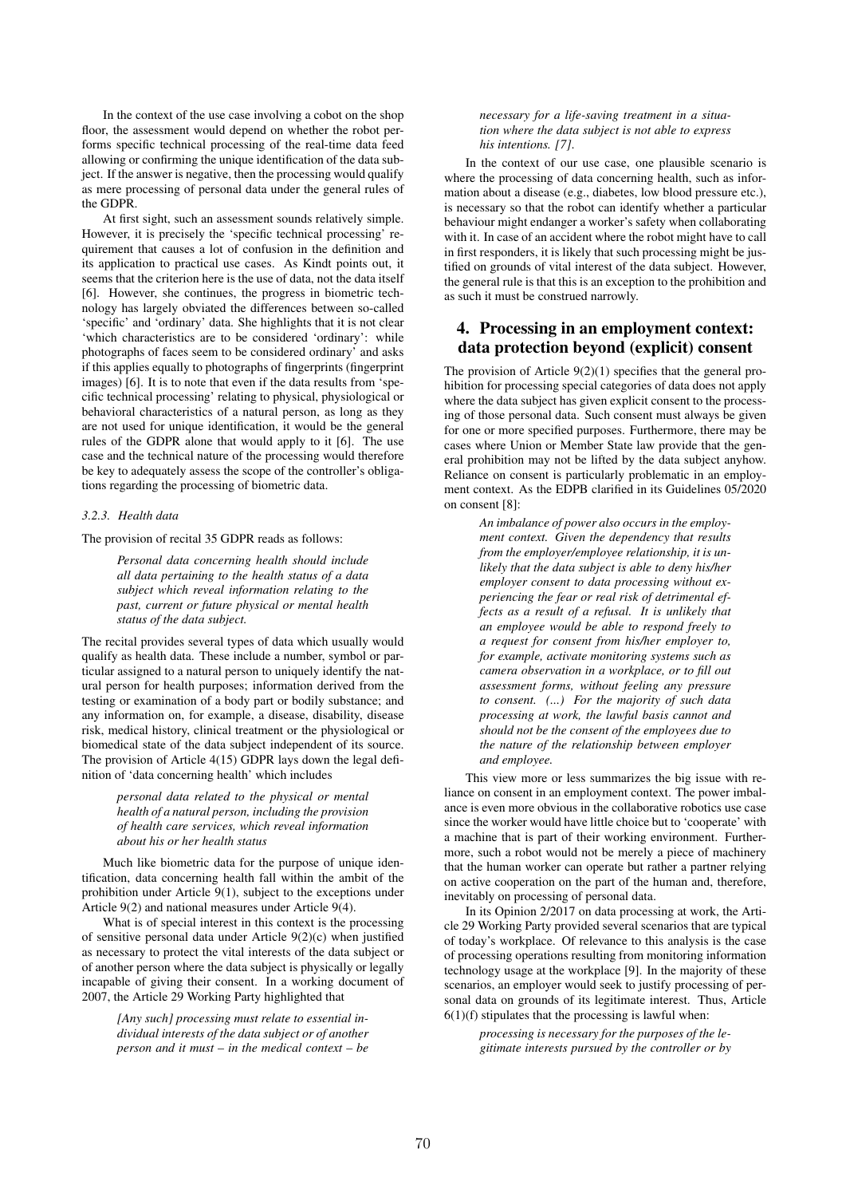In the context of the use case involving a cobot on the shop floor, the assessment would depend on whether the robot performs specific technical processing of the real-time data feed allowing or confirming the unique identification of the data subject. If the answer is negative, then the processing would qualify as mere processing of personal data under the general rules of the GDPR.

At first sight, such an assessment sounds relatively simple. However, it is precisely the 'specific technical processing' requirement that causes a lot of confusion in the definition and its application to practical use cases. As Kindt points out, it seems that the criterion here is the use of data, not the data itself [6]. However, she continues, the progress in biometric technology has largely obviated the differences between so-called 'specific' and 'ordinary' data. She highlights that it is not clear 'which characteristics are to be considered 'ordinary': while photographs of faces seem to be considered ordinary' and asks if this applies equally to photographs of fingerprints (fingerprint images) [6]. It is to note that even if the data results from 'specific technical processing' relating to physical, physiological or behavioral characteristics of a natural person, as long as they are not used for unique identification, it would be the general rules of the GDPR alone that would apply to it [6]. The use case and the technical nature of the processing would therefore be key to adequately assess the scope of the controller's obligations regarding the processing of biometric data.

### 3.2.3. Health data

The provision of recital 35 GDPR reads as follows:

> *Personal data concerning health should include all data pertaining to the health status of a data subject which reveal information relating to the past, current or future physical or mental health status of the data subject.*

The recital provides several types of data which usually would qualify as health data. These include a number, symbol or particular assigned to a natural person to uniquely identify the natural person for health purposes; information derived from the testing or examination of a body part or bodily substance; and any information on, for example, a disease, disability, disease risk, medical history, clinical treatment or the physiological or biomedical state of the data subject independent of its source. The provision of Article 4(15) GDPR lays down the legal definition of 'data concerning health' which includes

> *personal data related to the physical or mental health of a natural person, including the provision of health care services, which reveal information about his or her health status*

Much like biometric data for the purpose of unique identification, data concerning health fall within the ambit of the prohibition under Article 9(1), subject to the exceptions under Article 9(2) and national measures under Article 9(4).

What is of special interest in this context is the processing of sensitive personal data under Article 9(2)(c) when justified as necessary to protect the vital interests of the data subject or of another person where the data subject is physically or legally incapable of giving their consent. In a working document of 2007, the Article 29 Working Party highlighted that

> *[Any such] processing must relate to essential individual interests of the data subject or of another person and it must – in the medical context – be necessary for a life-saving treatment in a situation where the data subject is not able to express his intentions. [7].*

In the context of our use case, one plausible scenario is where the processing of data concerning health, such as information about a disease (e.g., diabetes, low blood pressure etc.), is necessary so that the robot can identify whether a particular behaviour might endanger a worker's safety when collaborating with it. In case of an accident where the robot might have to call in first responders, it is likely that such processing might be justified on grounds of vital interest of the data subject. However, the general rule is that this is an exception to the prohibition and as such it must be construed narrowly.

## 4. Processing in an employment context: data protection beyond (explicit) consent

The provision of Article 9(2)(1) specifies that the general prohibition for processing special categories of data does not apply where the data subject has given explicit consent to the processing of those personal data. Such consent must always be given for one or more specified purposes. Furthermore, there may be cases where Union or Member State law provide that the general prohibition may not be lifted by the data subject anyhow. Reliance on consent is particularly problematic in an employment context. As the EDPB clarified in its Guidelines 05/2020 on consent [8]:

> *An imbalance of power also occurs in the employment context. Given the dependency that results from the employer/employee relationship, it is unlikely that the data subject is able to deny his/her employer consent to data processing without experiencing the fear or real risk of detrimental effects as a result of a refusal. It is unlikely that an employee would be able to respond freely to a request for consent from his/her employer to, for example, activate monitoring systems such as camera observation in a workplace, or to fill out assessment forms, without feeling any pressure to consent. (...) For the majority of such data processing at work, the lawful basis cannot and should not be the consent of the employees due to the nature of the relationship between employer and employee.*

This view more or less summarizes the big issue with reliance on consent in an employment context. The power imbalance is even more obvious in the collaborative robotics use case since the worker would have little choice but to 'cooperate' with a machine that is part of their working environment. Furthermore, such a robot would not be merely a piece of machinery that the human worker can operate but rather a partner relying on active cooperation on the part of the human and, therefore, inevitably on processing of personal data.

In its Opinion 2/2017 on data processing at work, the Article 29 Working Party provided several scenarios that are typical of today's workplace. Of relevance to this analysis is the case of processing operations resulting from monitoring information technology usage at the workplace [9]. In the majority of these scenarios, an employer would seek to justify processing of personal data on grounds of its legitimate interest. Thus, Article 6(1)(f) stipulates that the processing is lawful when:

> *processing is necessary for the purposes of the legitimate interests pursued by the controller or by*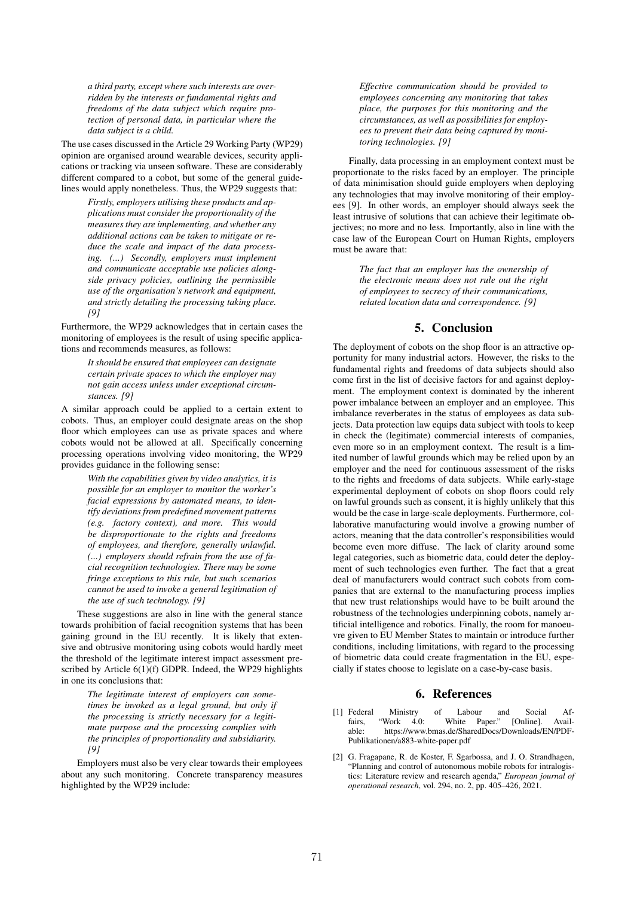> *a third party, except where such interests are overridden by the interests or fundamental rights and freedoms of the data subject which require protection of personal data, in particular where the data subject is a child.*

The use cases discussed in the Article 29 Working Party (WP29) opinion are organised around wearable devices, security applications or tracking via unseen software. These are considerably different compared to a cobot, but some of the general guidelines would apply nonetheless. Thus, the WP29 suggests that:

> *Firstly, employers utilising these products and applications must consider the proportionality of the measures they are implementing, and whether any additional actions can be taken to mitigate or reduce the scale and impact of the data processing. (...) Secondly, employers must implement and communicate acceptable use policies alongside privacy policies, outlining the permissible use of the organisation's network and equipment, and strictly detailing the processing taking place. [9]*

Furthermore, the WP29 acknowledges that in certain cases the monitoring of employees is the result of using specific applications and recommends measures, as follows:

> *It should be ensured that employees can designate certain private spaces to which the employer may not gain access unless under exceptional circumstances. [9]*

A similar approach could be applied to a certain extent to cobots. Thus, an employer could designate areas on the shop floor which employees can use as private spaces and where cobots would not be allowed at all. Specifically concerning processing operations involving video monitoring, the WP29 provides guidance in the following sense:

> *With the capabilities given by video analytics, it is possible for an employer to monitor the worker's facial expressions by automated means, to identify deviations from predefined movement patterns (e.g. factory context), and more. This would be disproportionate to the rights and freedoms of employees, and therefore, generally unlawful. (...) employers should refrain from the use of facial recognition technologies. There may be some fringe exceptions to this rule, but such scenarios cannot be used to invoke a general legitimation of the use of such technology. [9]*

These suggestions are also in line with the general stance towards prohibition of facial recognition systems that has been gaining ground in the EU recently. It is likely that extensive and obtrusive monitoring using cobots would hardly meet the threshold of the legitimate interest impact assessment prescribed by Article 6(1)(f) GDPR. Indeed, the WP29 highlights in one its conclusions that:

> *The legitimate interest of employers can sometimes be invoked as a legal ground, but only if the processing is strictly necessary for a legitimate purpose and the processing complies with the principles of proportionality and subsidiarity. [9]*

Employers must also be very clear towards their employees about any such monitoring. Concrete transparency measures highlighted by the WP29 include:

> *Effective communication should be provided to employees concerning any monitoring that takes place, the purposes for this monitoring and the circumstances, as well as possibilities for employees to prevent their data being captured by monitoring technologies. [9]*

Finally, data processing in an employment context must be proportionate to the risks faced by an employer. The principle of data minimisation should guide employers when deploying any technologies that may involve monitoring of their employees [9]. In other words, an employer should always seek the least intrusive of solutions that can achieve their legitimate objectives; no more and no less. Importantly, also in line with the case law of the European Court on Human Rights, employers must be aware that:

> *The fact that an employer has the ownership of the electronic means does not rule out the right of employees to secrecy of their communications, related location data and correspondence. [9]*

## 5. Conclusion

The deployment of cobots on the shop floor is an attractive opportunity for many industrial actors. However, the risks to the fundamental rights and freedoms of data subjects should also come first in the list of decisive factors for and against deployment. The employment context is dominated by the inherent power imbalance between an employer and an employee. This imbalance reverberates in the status of employees as data subjects. Data protection law equips data subject with tools to keep in check the (legitimate) commercial interests of companies, even more so in an employment context. The result is a limited number of lawful grounds which may be relied upon by an employer and the need for continuous assessment of the risks to the rights and freedoms of data subjects. While early-stage experimental deployment of cobots on shop floors could rely on lawful grounds such as consent, it is highly unlikely that this would be the case in large-scale deployments. Furthermore, collaborative manufacturing would involve a growing number of actors, meaning that the data controller's responsibilities would become even more diffuse. The lack of clarity around some legal categories, such as biometric data, could deter the deployment of such technologies even further. The fact that a great deal of manufacturers would contract such cobots from companies that are external to the manufacturing process implies that new trust relationships would have to be built around the robustness of the technologies underpinning cobots, namely artificial intelligence and robotics. Finally, the room for manoeuvre given to EU Member States to maintain or introduce further conditions, including limitations, with regard to the processing of biometric data could create fragmentation in the EU, especially if states choose to legislate on a case-by-case basis.

## 6. References

[1] Federal Ministry of Labour and Social Affairs, "Work 4.0: White Paper." [Online]. Available: https://www.bmas.de/SharedDocs/Downloads/EN/PDF-Publikationen/a883-white-paper.pdf

[2] G. Fragapane, R. de Koster, F. Sgarbossa, and J. O. Strandhagen, "Planning and control of autonomous mobile robots for intralogistics: Literature review and research agenda," *European journal of operational research*, vol. 294, no. 2, pp. 405–426, 2021.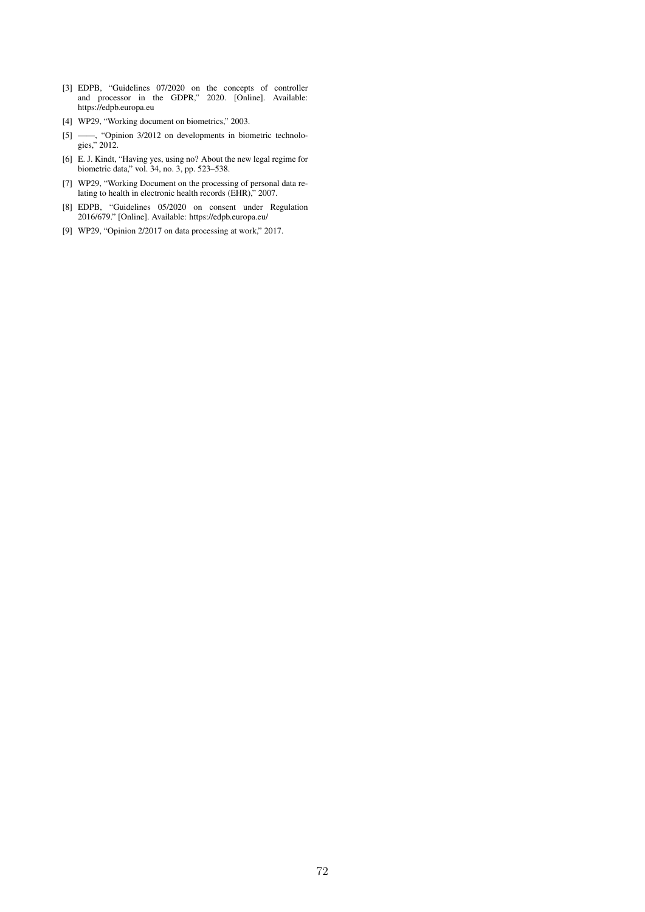[3] EDPB, "Guidelines 07/2020 on the concepts of controller and processor in the GDPR," 2020. [Online]. Available: https://edpb.europa.eu

[4] WP29, "Working document on biometrics," 2003.

[5] ——, "Opinion 3/2012 on developments in biometric technologies," 2012.

[6] E. J. Kindt, "Having yes, using no? About the new legal regime for biometric data," vol. 34, no. 3, pp. 523–538.

[7] WP29, "Working Document on the processing of personal data relating to health in electronic health records (EHR)," 2007.

[8] EDPB, "Guidelines 05/2020 on consent under Regulation 2016/679." [Online]. Available: https://edpb.europa.eu/

[9] WP29, "Opinion 2/2017 on data processing at work," 2017.